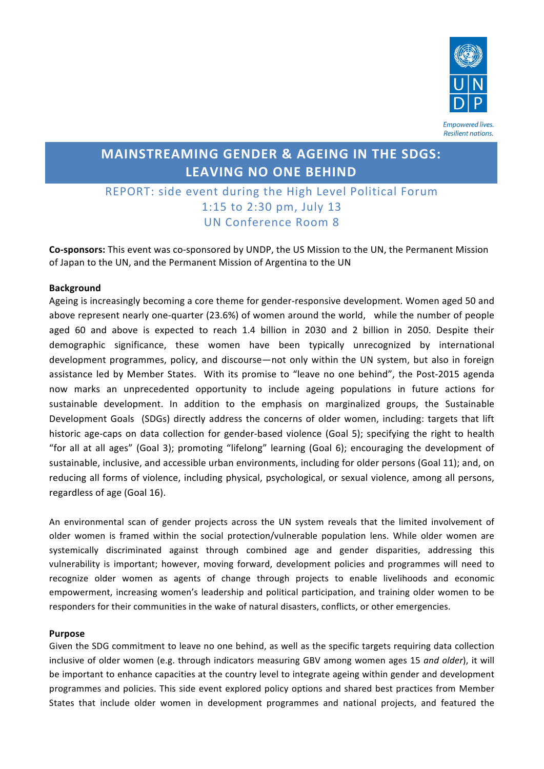Empowered lives.
Resilient nations.

# MAINSTREAMING GENDER & AGEING IN THE SDGS: LEAVING NO ONE BEHIND

## REPORT: side event during the High Level Political Forum 1:15 to 2:30 pm, July 13 UN Conference Room 8

**Co-sponsors:** This event was co-sponsored by UNDP, the US Mission to the UN, the Permanent Mission of Japan to the UN, and the Permanent Mission of Argentina to the UN

**Background**

Ageing is increasingly becoming a core theme for gender-responsive development. Women aged 50 and above represent nearly one-quarter (23.6%) of women around the world, while the number of people aged 60 and above is expected to reach 1.4 billion in 2030 and 2 billion in 2050. Despite their demographic significance, these women have been typically unrecognized by international development programmes, policy, and discourse—not only within the UN system, but also in foreign assistance led by Member States. With its promise to "leave no one behind", the Post-2015 agenda now marks an unprecedented opportunity to include ageing populations in future actions for sustainable development. In addition to the emphasis on marginalized groups, the Sustainable Development Goals (SDGs) directly address the concerns of older women, including: targets that lift historic age-caps on data collection for gender-based violence (Goal 5); specifying the right to health "for all at all ages" (Goal 3); promoting "lifelong" learning (Goal 6); encouraging the development of sustainable, inclusive, and accessible urban environments, including for older persons (Goal 11); and, on reducing all forms of violence, including physical, psychological, or sexual violence, among all persons, regardless of age (Goal 16).

An environmental scan of gender projects across the UN system reveals that the limited involvement of older women is framed within the social protection/vulnerable population lens. While older women are systemically discriminated against through combined age and gender disparities, addressing this vulnerability is important; however, moving forward, development policies and programmes will need to recognize older women as agents of change through projects to enable livelihoods and economic empowerment, increasing women's leadership and political participation, and training older women to be responders for their communities in the wake of natural disasters, conflicts, or other emergencies.

**Purpose**

Given the SDG commitment to leave no one behind, as well as the specific targets requiring data collection inclusive of older women (e.g. through indicators measuring GBV among women ages 15 *and older*), it will be important to enhance capacities at the country level to integrate ageing within gender and development programmes and policies. This side event explored policy options and shared best practices from Member States that include older women in development programmes and national projects, and featured the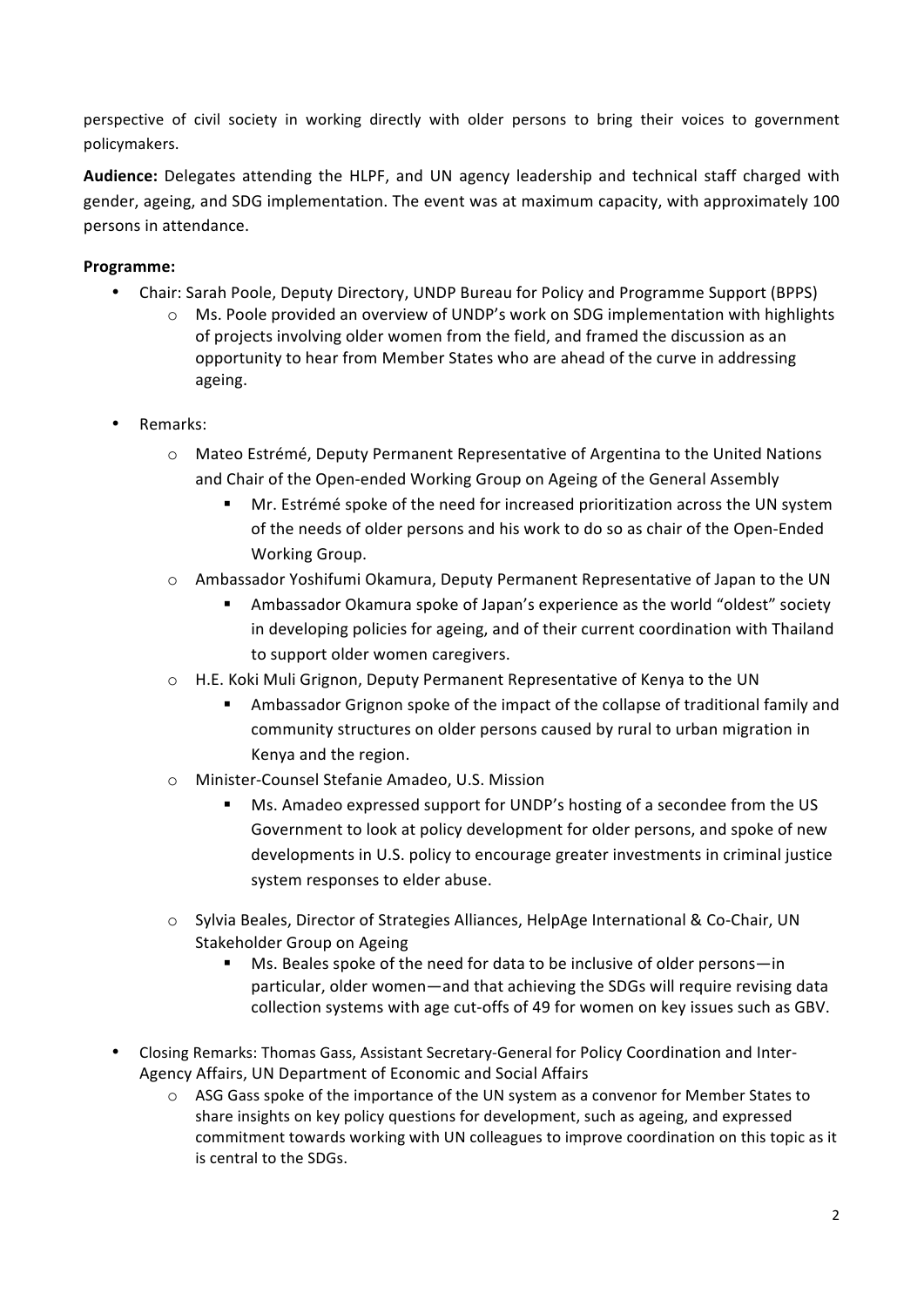perspective of civil society in working directly with older persons to bring their voices to government policymakers.

**Audience:** Delegates attending the HLPF, and UN agency leadership and technical staff charged with gender, ageing, and SDG implementation. The event was at maximum capacity, with approximately 100 persons in attendance.

**Programme:**

- Chair: Sarah Poole, Deputy Directory, UNDP Bureau for Policy and Programme Support (BPPS)
    - Ms. Poole provided an overview of UNDP's work on SDG implementation with highlights of projects involving older women from the field, and framed the discussion as an opportunity to hear from Member States who are ahead of the curve in addressing ageing.
- Remarks:
    - Mateo Estrémé, Deputy Permanent Representative of Argentina to the United Nations and Chair of the Open-ended Working Group on Ageing of the General Assembly
        - Mr. Estrémé spoke of the need for increased prioritization across the UN system of the needs of older persons and his work to do so as chair of the Open-Ended Working Group.
    - Ambassador Yoshifumi Okamura, Deputy Permanent Representative of Japan to the UN
        - Ambassador Okamura spoke of Japan's experience as the world "oldest" society in developing policies for ageing, and of their current coordination with Thailand to support older women caregivers.
    - H.E. Koki Muli Grignon, Deputy Permanent Representative of Kenya to the UN
        - Ambassador Grignon spoke of the impact of the collapse of traditional family and community structures on older persons caused by rural to urban migration in Kenya and the region.
    - Minister-Counsel Stefanie Amadeo, U.S. Mission
        - Ms. Amadeo expressed support for UNDP's hosting of a secondee from the US Government to look at policy development for older persons, and spoke of new developments in U.S. policy to encourage greater investments in criminal justice system responses to elder abuse.
    - Sylvia Beales, Director of Strategies Alliances, HelpAge International & Co-Chair, UN Stakeholder Group on Ageing
        - Ms. Beales spoke of the need for data to be inclusive of older persons—in particular, older women—and that achieving the SDGs will require revising data collection systems with age cut-offs of 49 for women on key issues such as GBV.
- Closing Remarks: Thomas Gass, Assistant Secretary-General for Policy Coordination and Inter-Agency Affairs, UN Department of Economic and Social Affairs
    - ASG Gass spoke of the importance of the UN system as a convenor for Member States to share insights on key policy questions for development, such as ageing, and expressed commitment towards working with UN colleagues to improve coordination on this topic as it is central to the SDGs.